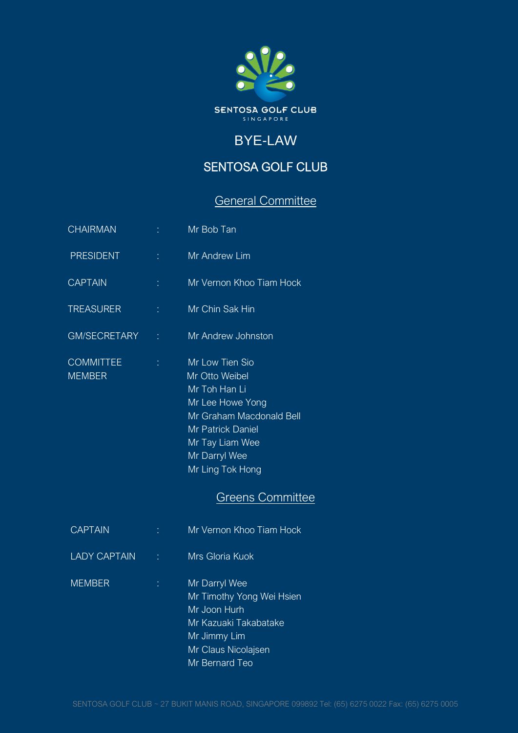SENTOSA GOLF CLUB
SINGAPORE

# BYE-LAW

# SENTOSA GOLF CLUB

## General Committee

| | | |
|---|---|---|
| CHAIRMAN | : | Mr Bob Tan |
| PRESIDENT | : | Mr Andrew Lim |
| CAPTAIN | : | Mr Vernon Khoo Tiam Hock |
| TREASURER | : | Mr Chin Sak Hin |
| GM/SECRETARY | : | Mr Andrew Johnston |
| COMMITTEE MEMBER | : | Mr Low Tien Sio<br>Mr Otto Weibel<br>Mr Toh Han Li<br>Mr Lee Howe Yong<br>Mr Graham Macdonald Bell<br>Mr Patrick Daniel<br>Mr Tay Liam Wee<br>Mr Darryl Wee<br>Mr Ling Tok Hong |

## Greens Committee

| | | |
|---|---|---|
| CAPTAIN | : | Mr Vernon Khoo Tiam Hock |
| LADY CAPTAIN | : | Mrs Gloria Kuok |
| MEMBER | : | Mr Darryl Wee<br>Mr Timothy Yong Wei Hsien<br>Mr Joon Hurh<br>Mr Kazuaki Takabatake<br>Mr Jimmy Lim<br>Mr Claus Nicolajsen<br>Mr Bernard Teo |

SENTOSA GOLF CLUB ~ 27 BUKIT MANIS ROAD, SINGAPORE 099892 Tel: (65) 6275 0022 Fax: (65) 6275 0005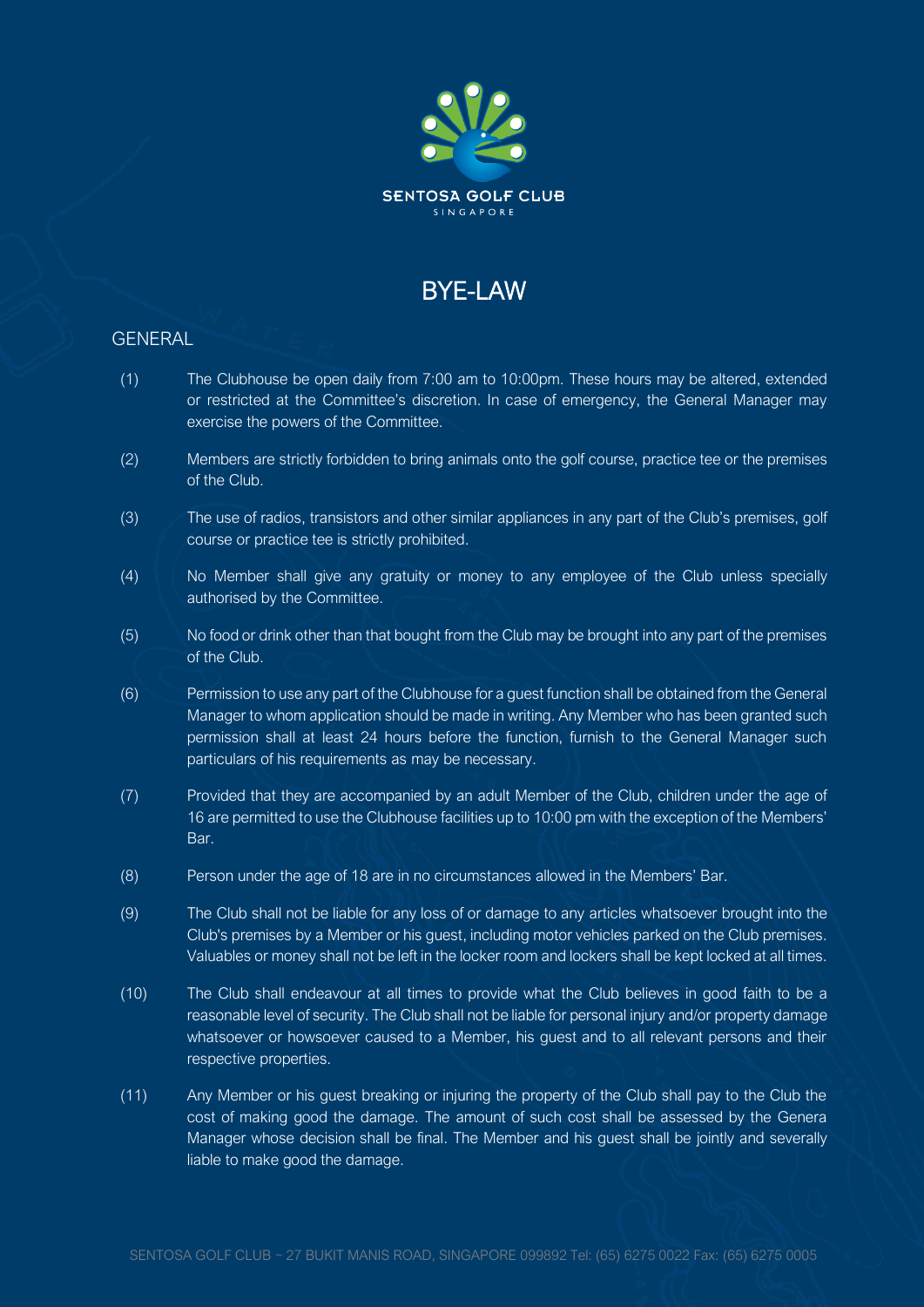# BYE-LAW

## GENERAL

(1) The Clubhouse be open daily from 7:00 am to 10:00pm. These hours may be altered, extended or restricted at the Committee's discretion. In case of emergency, the General Manager may exercise the powers of the Committee.

(2) Members are strictly forbidden to bring animals onto the golf course, practice tee or the premises of the Club.

(3) The use of radios, transistors and other similar appliances in any part of the Club's premises, golf course or practice tee is strictly prohibited.

(4) No Member shall give any gratuity or money to any employee of the Club unless specially authorised by the Committee.

(5) No food or drink other than that bought from the Club may be brought into any part of the premises of the Club.

(6) Permission to use any part of the Clubhouse for a guest function shall be obtained from the General Manager to whom application should be made in writing. Any Member who has been granted such permission shall at least 24 hours before the function, furnish to the General Manager such particulars of his requirements as may be necessary.

(7) Provided that they are accompanied by an adult Member of the Club, children under the age of 16 are permitted to use the Clubhouse facilities up to 10:00 pm with the exception of the Members' Bar.

(8) Person under the age of 18 are in no circumstances allowed in the Members' Bar.

(9) The Club shall not be liable for any loss of or damage to any articles whatsoever brought into the Club's premises by a Member or his guest, including motor vehicles parked on the Club premises. Valuables or money shall not be left in the locker room and lockers shall be kept locked at all times.

(10) The Club shall endeavour at all times to provide what the Club believes in good faith to be a reasonable level of security. The Club shall not be liable for personal injury and/or property damage whatsoever or howsoever caused to a Member, his guest and to all relevant persons and their respective properties.

(11) Any Member or his guest breaking or injuring the property of the Club shall pay to the Club the cost of making good the damage. The amount of such cost shall be assessed by the Genera Manager whose decision shall be final. The Member and his guest shall be jointly and severally liable to make good the damage.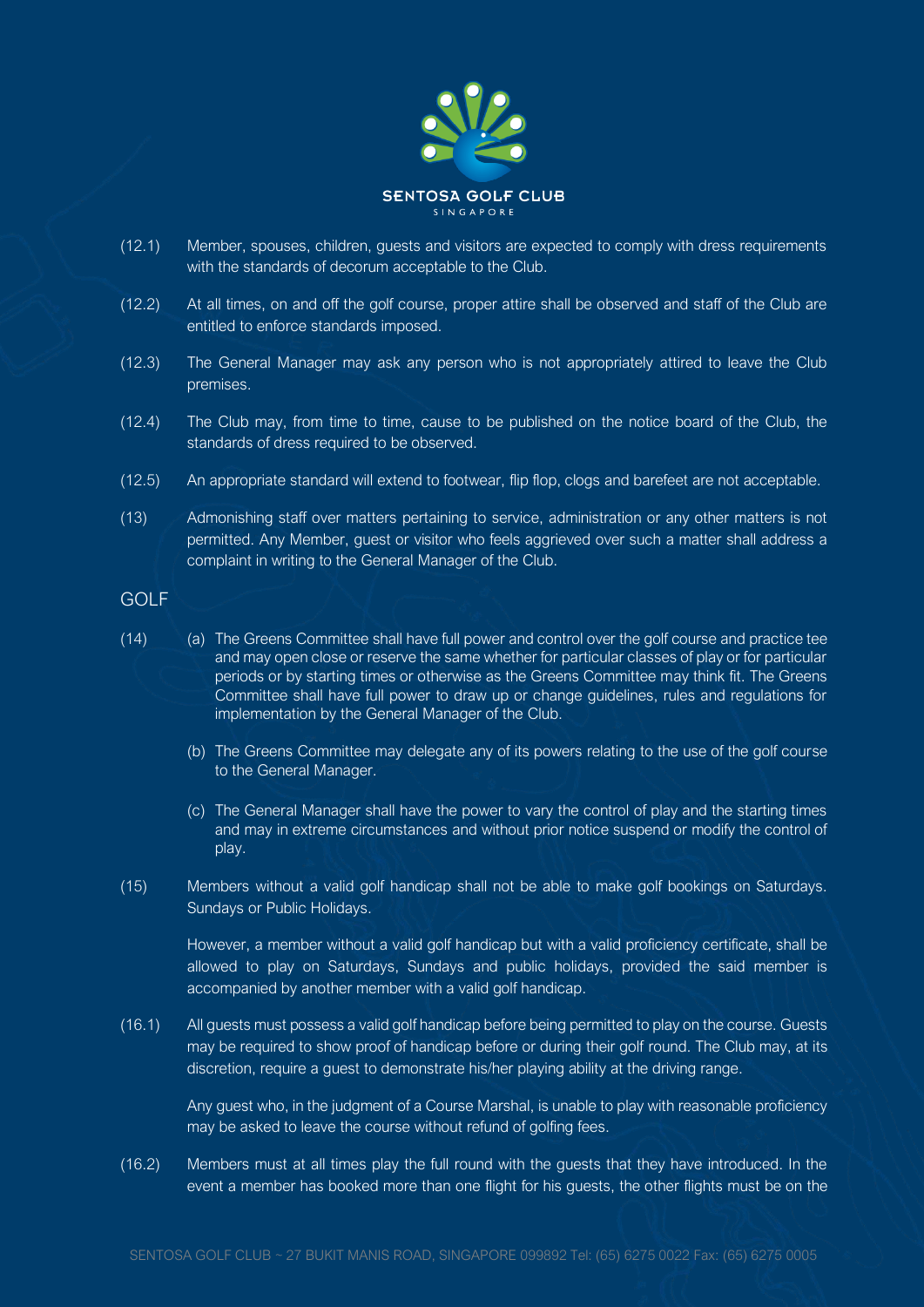(12.1) Member, spouses, children, guests and visitors are expected to comply with dress requirements with the standards of decorum acceptable to the Club.

(12.2) At all times, on and off the golf course, proper attire shall be observed and staff of the Club are entitled to enforce standards imposed.

(12.3) The General Manager may ask any person who is not appropriately attired to leave the Club premises.

(12.4) The Club may, from time to time, cause to be published on the notice board of the Club, the standards of dress required to be observed.

(12.5) An appropriate standard will extend to footwear, flip flop, clogs and barefeet are not acceptable.

(13) Admonishing staff over matters pertaining to service, administration or any other matters is not permitted. Any Member, guest or visitor who feels aggrieved over such a matter shall address a complaint in writing to the General Manager of the Club.

## GOLF

(14) (a) The Greens Committee shall have full power and control over the golf course and practice tee and may open close or reserve the same whether for particular classes of play or for particular periods or by starting times or otherwise as the Greens Committee may think fit. The Greens Committee shall have full power to draw up or change guidelines, rules and regulations for implementation by the General Manager of the Club.

(b) The Greens Committee may delegate any of its powers relating to the use of the golf course to the General Manager.

(c) The General Manager shall have the power to vary the control of play and the starting times and may in extreme circumstances and without prior notice suspend or modify the control of play.

(15) Members without a valid golf handicap shall not be able to make golf bookings on Saturdays. Sundays or Public Holidays.

However, a member without a valid golf handicap but with a valid proficiency certificate, shall be allowed to play on Saturdays, Sundays and public holidays, provided the said member is accompanied by another member with a valid golf handicap.

(16.1) All guests must possess a valid golf handicap before being permitted to play on the course. Guests may be required to show proof of handicap before or during their golf round. The Club may, at its discretion, require a guest to demonstrate his/her playing ability at the driving range.

Any guest who, in the judgment of a Course Marshal, is unable to play with reasonable proficiency may be asked to leave the course without refund of golfing fees.

(16.2) Members must at all times play the full round with the guests that they have introduced. In the event a member has booked more than one flight for his guests, the other flights must be on the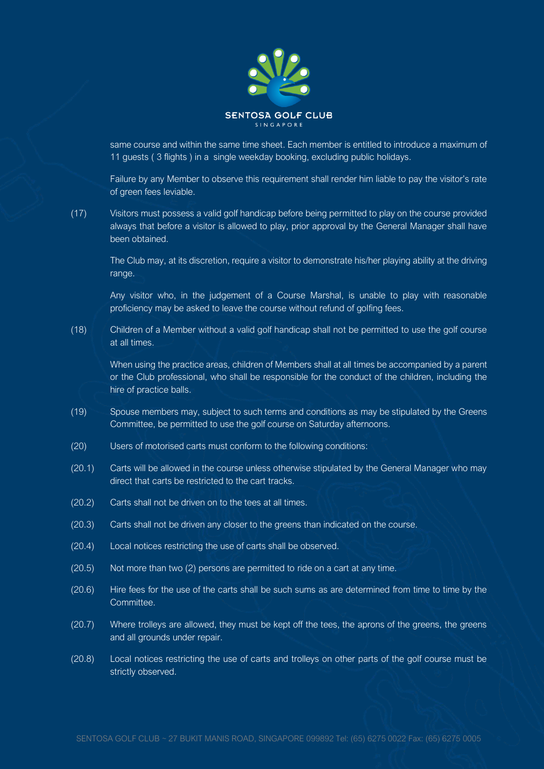same course and within the same time sheet. Each member is entitled to introduce a maximum of 11 guests ( 3 flights ) in a single weekday booking, excluding public holidays.

Failure by any Member to observe this requirement shall render him liable to pay the visitor's rate of green fees leviable.

(17) Visitors must possess a valid golf handicap before being permitted to play on the course provided always that before a visitor is allowed to play, prior approval by the General Manager shall have been obtained.

The Club may, at its discretion, require a visitor to demonstrate his/her playing ability at the driving range.

Any visitor who, in the judgement of a Course Marshal, is unable to play with reasonable proficiency may be asked to leave the course without refund of golfing fees.

(18) Children of a Member without a valid golf handicap shall not be permitted to use the golf course at all times.

When using the practice areas, children of Members shall at all times be accompanied by a parent or the Club professional, who shall be responsible for the conduct of the children, including the hire of practice balls.

(19) Spouse members may, subject to such terms and conditions as may be stipulated by the Greens Committee, be permitted to use the golf course on Saturday afternoons.

(20) Users of motorised carts must conform to the following conditions:

(20.1) Carts will be allowed in the course unless otherwise stipulated by the General Manager who may direct that carts be restricted to the cart tracks.

(20.2) Carts shall not be driven on to the tees at all times.

(20.3) Carts shall not be driven any closer to the greens than indicated on the course.

(20.4) Local notices restricting the use of carts shall be observed.

(20.5) Not more than two (2) persons are permitted to ride on a cart at any time.

(20.6) Hire fees for the use of the carts shall be such sums as are determined from time to time by the Committee.

(20.7) Where trolleys are allowed, they must be kept off the tees, the aprons of the greens, the greens and all grounds under repair.

(20.8) Local notices restricting the use of carts and trolleys on other parts of the golf course must be strictly observed.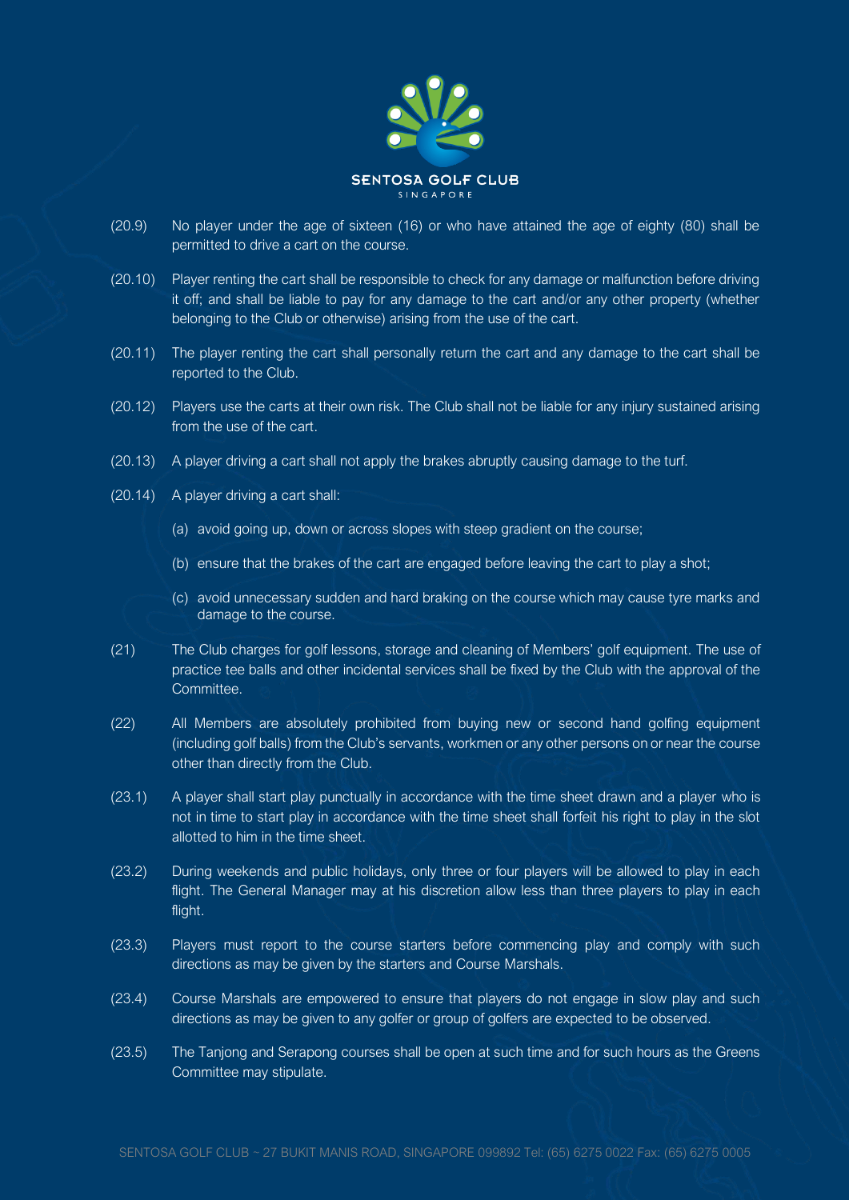(20.9) No player under the age of sixteen (16) or who have attained the age of eighty (80) shall be permitted to drive a cart on the course.

(20.10) Player renting the cart shall be responsible to check for any damage or malfunction before driving it off; and shall be liable to pay for any damage to the cart and/or any other property (whether belonging to the Club or otherwise) arising from the use of the cart.

(20.11) The player renting the cart shall personally return the cart and any damage to the cart shall be reported to the Club.

(20.12) Players use the carts at their own risk. The Club shall not be liable for any injury sustained arising from the use of the cart.

(20.13) A player driving a cart shall not apply the brakes abruptly causing damage to the turf.

(20.14) A player driving a cart shall:

(a) avoid going up, down or across slopes with steep gradient on the course;

(b) ensure that the brakes of the cart are engaged before leaving the cart to play a shot;

(c) avoid unnecessary sudden and hard braking on the course which may cause tyre marks and damage to the course.

(21) The Club charges for golf lessons, storage and cleaning of Members' golf equipment. The use of practice tee balls and other incidental services shall be fixed by the Club with the approval of the Committee.

(22) All Members are absolutely prohibited from buying new or second hand golfing equipment (including golf balls) from the Club's servants, workmen or any other persons on or near the course other than directly from the Club.

(23.1) A player shall start play punctually in accordance with the time sheet drawn and a player who is not in time to start play in accordance with the time sheet shall forfeit his right to play in the slot allotted to him in the time sheet.

(23.2) During weekends and public holidays, only three or four players will be allowed to play in each flight. The General Manager may at his discretion allow less than three players to play in each flight.

(23.3) Players must report to the course starters before commencing play and comply with such directions as may be given by the starters and Course Marshals.

(23.4) Course Marshals are empowered to ensure that players do not engage in slow play and such directions as may be given to any golfer or group of golfers are expected to be observed.

(23.5) The Tanjong and Serapong courses shall be open at such time and for such hours as the Greens Committee may stipulate.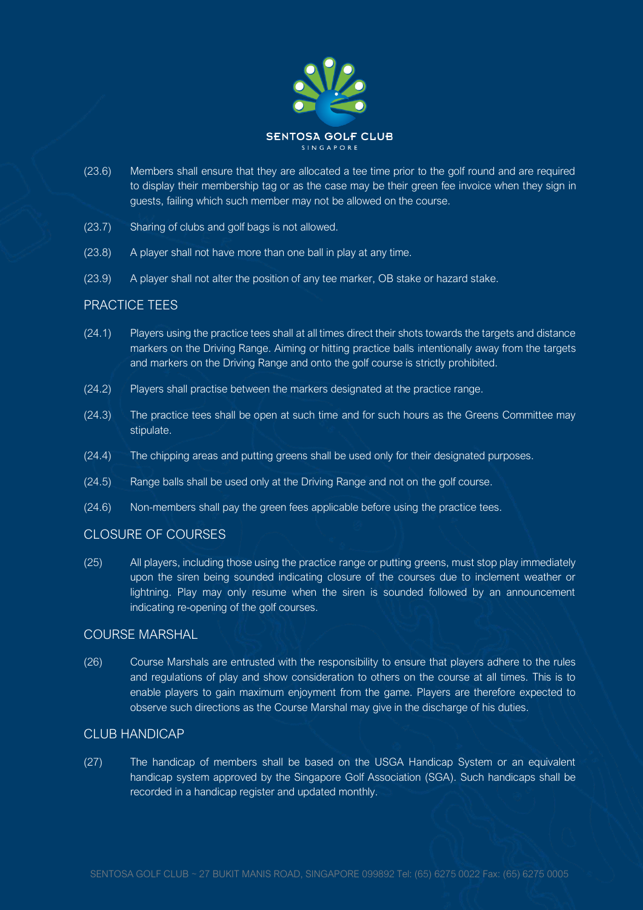(23.6) Members shall ensure that they are allocated a tee time prior to the golf round and are required to display their membership tag or as the case may be their green fee invoice when they sign in guests, failing which such member may not be allowed on the course.

(23.7) Sharing of clubs and golf bags is not allowed.

(23.8) A player shall not have more than one ball in play at any time.

(23.9) A player shall not alter the position of any tee marker, OB stake or hazard stake.

## PRACTICE TEES

(24.1) Players using the practice tees shall at all times direct their shots towards the targets and distance markers on the Driving Range. Aiming or hitting practice balls intentionally away from the targets and markers on the Driving Range and onto the golf course is strictly prohibited.

(24.2) Players shall practise between the markers designated at the practice range.

(24.3) The practice tees shall be open at such time and for such hours as the Greens Committee may stipulate.

(24.4) The chipping areas and putting greens shall be used only for their designated purposes.

(24.5) Range balls shall be used only at the Driving Range and not on the golf course.

(24.6) Non-members shall pay the green fees applicable before using the practice tees.

## CLOSURE OF COURSES

(25) All players, including those using the practice range or putting greens, must stop play immediately upon the siren being sounded indicating closure of the courses due to inclement weather or lightning. Play may only resume when the siren is sounded followed by an announcement indicating re-opening of the golf courses.

## COURSE MARSHAL

(26) Course Marshals are entrusted with the responsibility to ensure that players adhere to the rules and regulations of play and show consideration to others on the course at all times. This is to enable players to gain maximum enjoyment from the game. Players are therefore expected to observe such directions as the Course Marshal may give in the discharge of his duties.

## CLUB HANDICAP

(27) The handicap of members shall be based on the USGA Handicap System or an equivalent handicap system approved by the Singapore Golf Association (SGA). Such handicaps shall be recorded in a handicap register and updated monthly.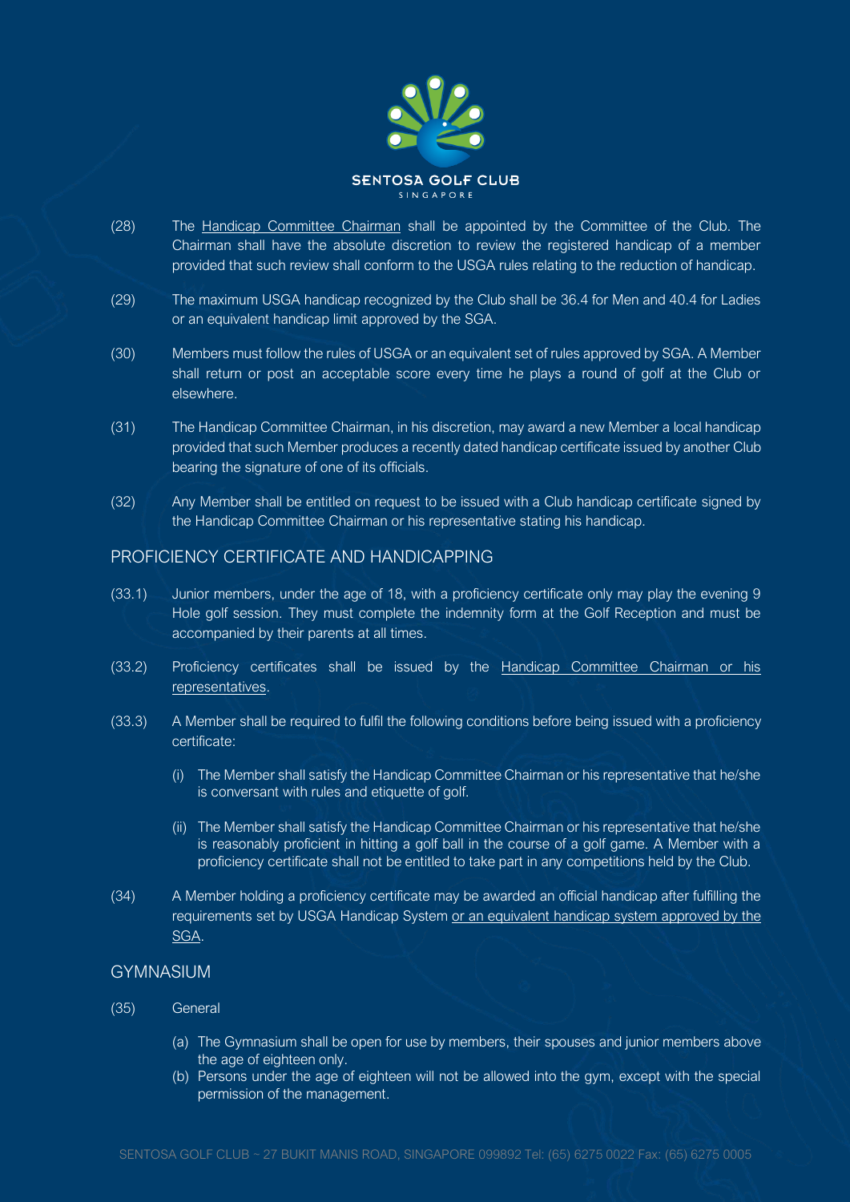(28) The Handicap Committee Chairman shall be appointed by the Committee of the Club. The Chairman shall have the absolute discretion to review the registered handicap of a member provided that such review shall conform to the USGA rules relating to the reduction of handicap.

(29) The maximum USGA handicap recognized by the Club shall be 36.4 for Men and 40.4 for Ladies or an equivalent handicap limit approved by the SGA.

(30) Members must follow the rules of USGA or an equivalent set of rules approved by SGA. A Member shall return or post an acceptable score every time he plays a round of golf at the Club or elsewhere.

(31) The Handicap Committee Chairman, in his discretion, may award a new Member a local handicap provided that such Member produces a recently dated handicap certificate issued by another Club bearing the signature of one of its officials.

(32) Any Member shall be entitled on request to be issued with a Club handicap certificate signed by the Handicap Committee Chairman or his representative stating his handicap.

## PROFICIENCY CERTIFICATE AND HANDICAPPING

(33.1) Junior members, under the age of 18, with a proficiency certificate only may play the evening 9 Hole golf session. They must complete the indemnity form at the Golf Reception and must be accompanied by their parents at all times.

(33.2) Proficiency certificates shall be issued by the Handicap Committee Chairman or his representatives.

(33.3) A Member shall be required to fulfil the following conditions before being issued with a proficiency certificate:

- (i) The Member shall satisfy the Handicap Committee Chairman or his representative that he/she is conversant with rules and etiquette of golf.
- (ii) The Member shall satisfy the Handicap Committee Chairman or his representative that he/she is reasonably proficient in hitting a golf ball in the course of a golf game. A Member with a proficiency certificate shall not be entitled to take part in any competitions held by the Club.

(34) A Member holding a proficiency certificate may be awarded an official handicap after fulfilling the requirements set by USGA Handicap System or an equivalent handicap system approved by the SGA.

## GYMNASIUM

(35) General

- (a) The Gymnasium shall be open for use by members, their spouses and junior members above the age of eighteen only.
- (b) Persons under the age of eighteen will not be allowed into the gym, except with the special permission of the management.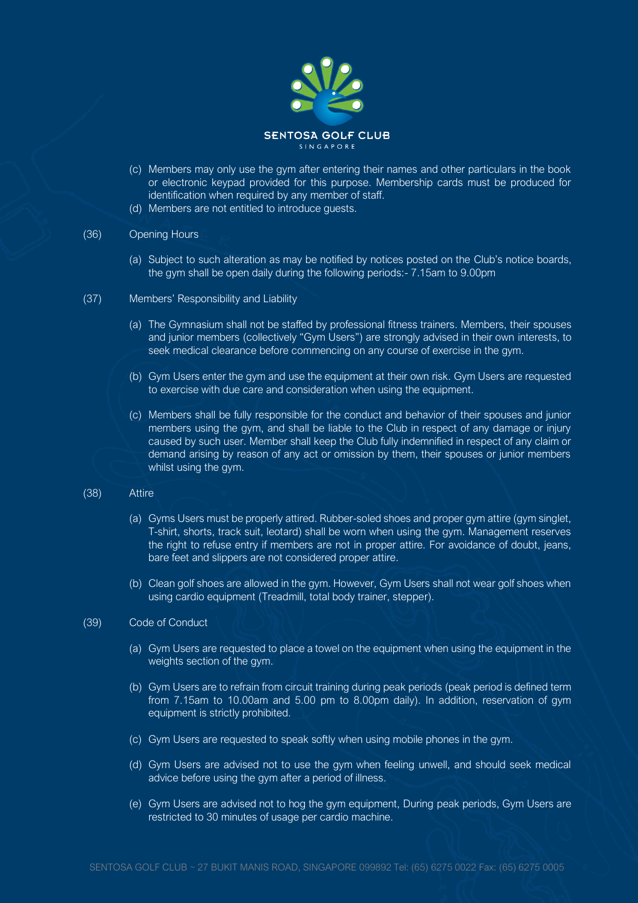(c) Members may only use the gym after entering their names and other particulars in the book or electronic keypad provided for this purpose. Membership cards must be produced for identification when required by any member of staff.

(d) Members are not entitled to introduce guests.

(36) Opening Hours

(a) Subject to such alteration as may be notified by notices posted on the Club's notice boards, the gym shall be open daily during the following periods:- 7.15am to 9.00pm

(37) Members' Responsibility and Liability

(a) The Gymnasium shall not be staffed by professional fitness trainers. Members, their spouses and junior members (collectively "Gym Users") are strongly advised in their own interests, to seek medical clearance before commencing on any course of exercise in the gym.

(b) Gym Users enter the gym and use the equipment at their own risk. Gym Users are requested to exercise with due care and consideration when using the equipment.

(c) Members shall be fully responsible for the conduct and behavior of their spouses and junior members using the gym, and shall be liable to the Club in respect of any damage or injury caused by such user. Member shall keep the Club fully indemnified in respect of any claim or demand arising by reason of any act or omission by them, their spouses or junior members whilst using the gym.

(38) Attire

(a) Gyms Users must be properly attired. Rubber-soled shoes and proper gym attire (gym singlet, T-shirt, shorts, track suit, leotard) shall be worn when using the gym. Management reserves the right to refuse entry if members are not in proper attire. For avoidance of doubt, jeans, bare feet and slippers are not considered proper attire.

(b) Clean golf shoes are allowed in the gym. However, Gym Users shall not wear golf shoes when using cardio equipment (Treadmill, total body trainer, stepper).

(39) Code of Conduct

(a) Gym Users are requested to place a towel on the equipment when using the equipment in the weights section of the gym.

(b) Gym Users are to refrain from circuit training during peak periods (peak period is defined term from 7.15am to 10.00am and 5.00 pm to 8.00pm daily). In addition, reservation of gym equipment is strictly prohibited.

(c) Gym Users are requested to speak softly when using mobile phones in the gym.

(d) Gym Users are advised not to use the gym when feeling unwell, and should seek medical advice before using the gym after a period of illness.

(e) Gym Users are advised not to hog the gym equipment, During peak periods, Gym Users are restricted to 30 minutes of usage per cardio machine.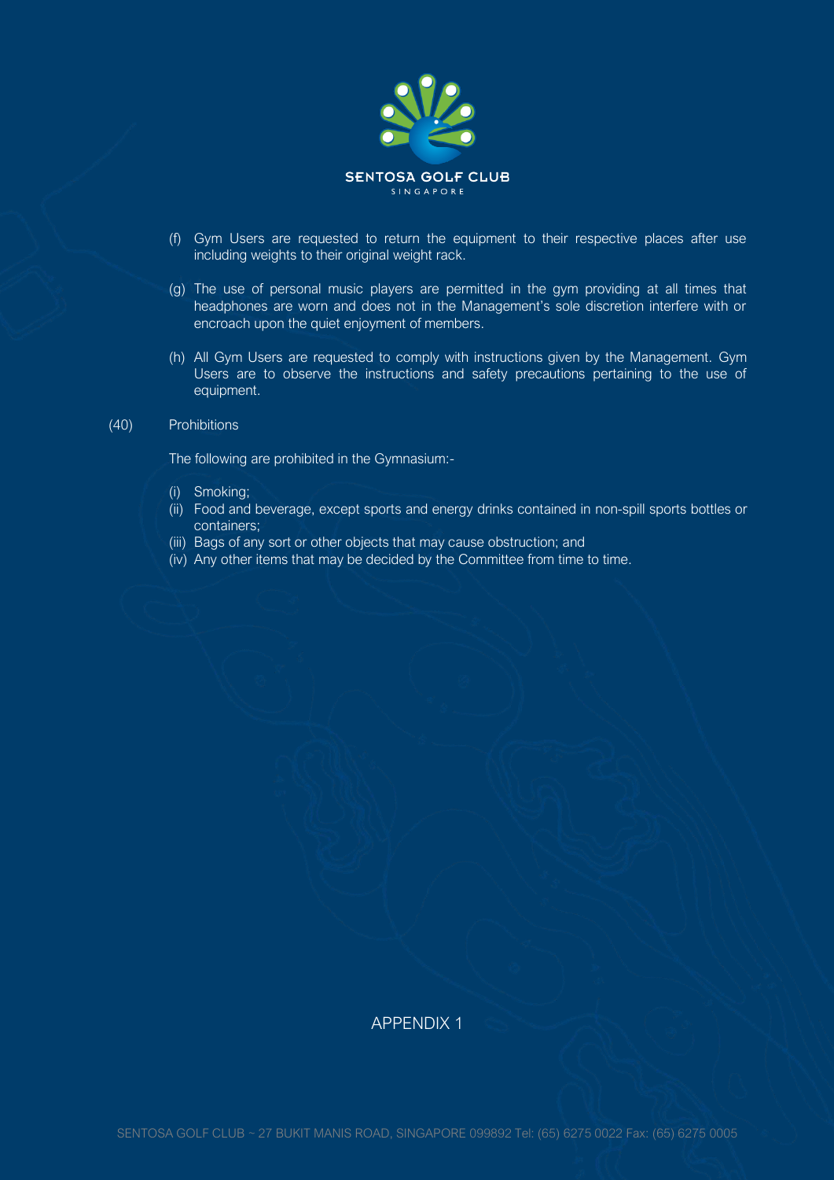(f) Gym Users are requested to return the equipment to their respective places after use including weights to their original weight rack.

(g) The use of personal music players are permitted in the gym providing at all times that headphones are worn and does not in the Management's sole discretion interfere with or encroach upon the quiet enjoyment of members.

(h) All Gym Users are requested to comply with instructions given by the Management. Gym Users are to observe the instructions and safety precautions pertaining to the use of equipment.

(40) Prohibitions

The following are prohibited in the Gymnasium:-

(i) Smoking;
(ii) Food and beverage, except sports and energy drinks contained in non-spill sports bottles or containers;
(iii) Bags of any sort or other objects that may cause obstruction; and
(iv) Any other items that may be decided by the Committee from time to time.

## APPENDIX 1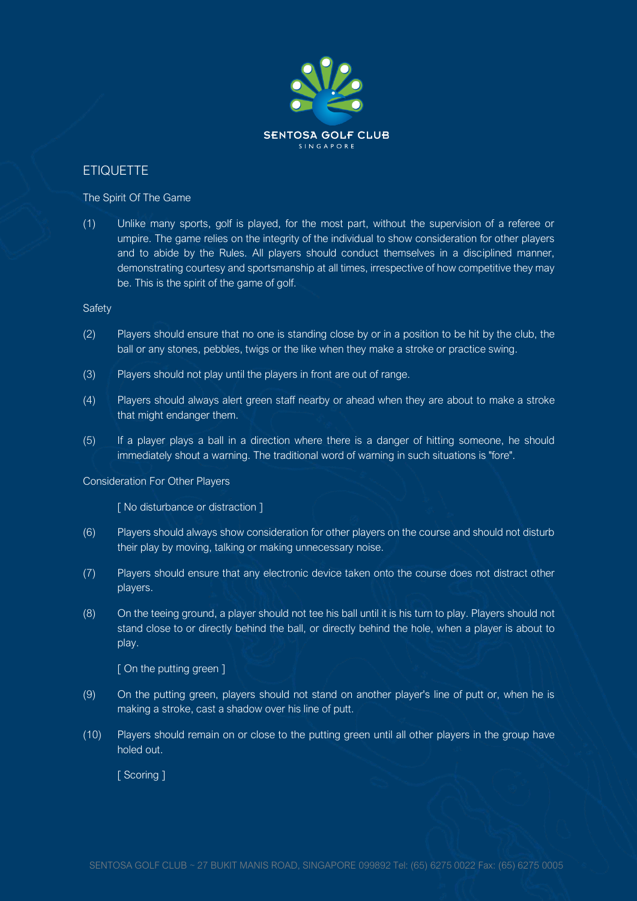## ETIQUETTE

### The Spirit Of The Game

(1) Unlike many sports, golf is played, for the most part, without the supervision of a referee or umpire. The game relies on the integrity of the individual to show consideration for other players and to abide by the Rules. All players should conduct themselves in a disciplined manner, demonstrating courtesy and sportsmanship at all times, irrespective of how competitive they may be. This is the spirit of the game of golf.

### Safety

(2) Players should ensure that no one is standing close by or in a position to be hit by the club, the ball or any stones, pebbles, twigs or the like when they make a stroke or practice swing.

(3) Players should not play until the players in front are out of range.

(4) Players should always alert green staff nearby or ahead when they are about to make a stroke that might endanger them.

(5) If a player plays a ball in a direction where there is a danger of hitting someone, he should immediately shout a warning. The traditional word of warning in such situations is "fore".

### Consideration For Other Players

[ No disturbance or distraction ]

(6) Players should always show consideration for other players on the course and should not disturb their play by moving, talking or making unnecessary noise.

(7) Players should ensure that any electronic device taken onto the course does not distract other players.

(8) On the teeing ground, a player should not tee his ball until it is his turn to play. Players should not stand close to or directly behind the ball, or directly behind the hole, when a player is about to play.

[ On the putting green ]

(9) On the putting green, players should not stand on another player's line of putt or, when he is making a stroke, cast a shadow over his line of putt.

(10) Players should remain on or close to the putting green until all other players in the group have holed out.

[ Scoring ]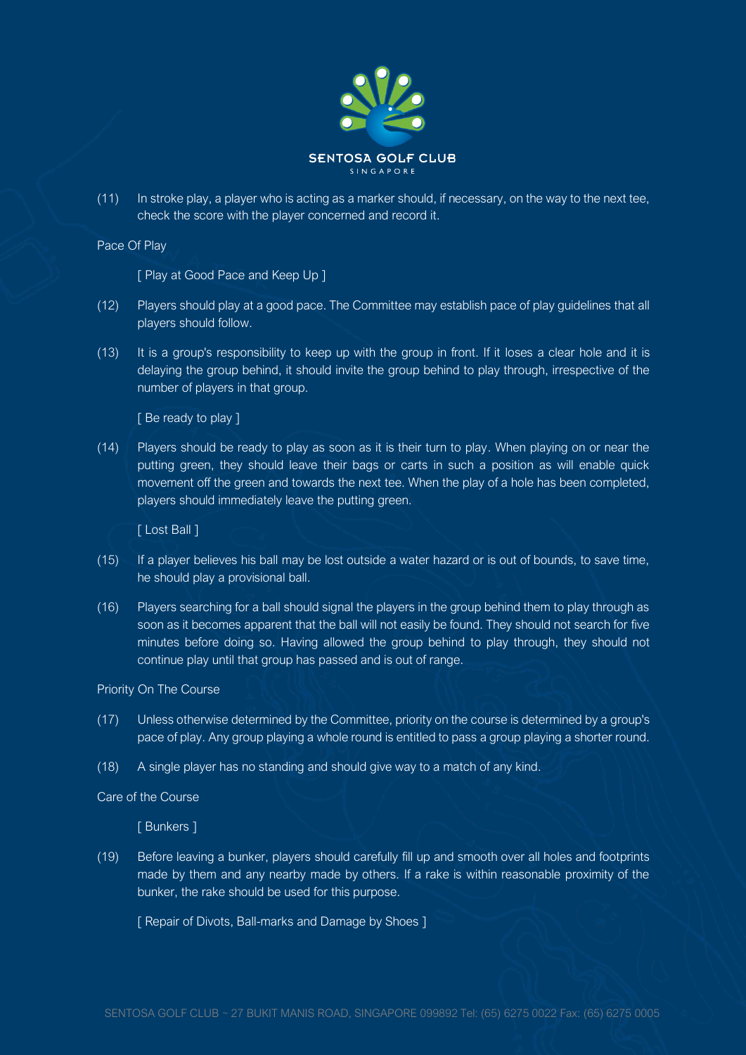(11) In stroke play, a player who is acting as a marker should, if necessary, on the way to the next tee, check the score with the player concerned and record it.

## Pace Of Play

[ Play at Good Pace and Keep Up ]

(12) Players should play at a good pace. The Committee may establish pace of play guidelines that all players should follow.

(13) It is a group's responsibility to keep up with the group in front. If it loses a clear hole and it is delaying the group behind, it should invite the group behind to play through, irrespective of the number of players in that group.

[ Be ready to play ]

(14) Players should be ready to play as soon as it is their turn to play. When playing on or near the putting green, they should leave their bags or carts in such a position as will enable quick movement off the green and towards the next tee. When the play of a hole has been completed, players should immediately leave the putting green.

[ Lost Ball ]

(15) If a player believes his ball may be lost outside a water hazard or is out of bounds, to save time, he should play a provisional ball.

(16) Players searching for a ball should signal the players in the group behind them to play through as soon as it becomes apparent that the ball will not easily be found. They should not search for five minutes before doing so. Having allowed the group behind to play through, they should not continue play until that group has passed and is out of range.

## Priority On The Course

(17) Unless otherwise determined by the Committee, priority on the course is determined by a group's pace of play. Any group playing a whole round is entitled to pass a group playing a shorter round.

(18) A single player has no standing and should give way to a match of any kind.

## Care of the Course

[ Bunkers ]

(19) Before leaving a bunker, players should carefully fill up and smooth over all holes and footprints made by them and any nearby made by others. If a rake is within reasonable proximity of the bunker, the rake should be used for this purpose.

[ Repair of Divots, Ball-marks and Damage by Shoes ]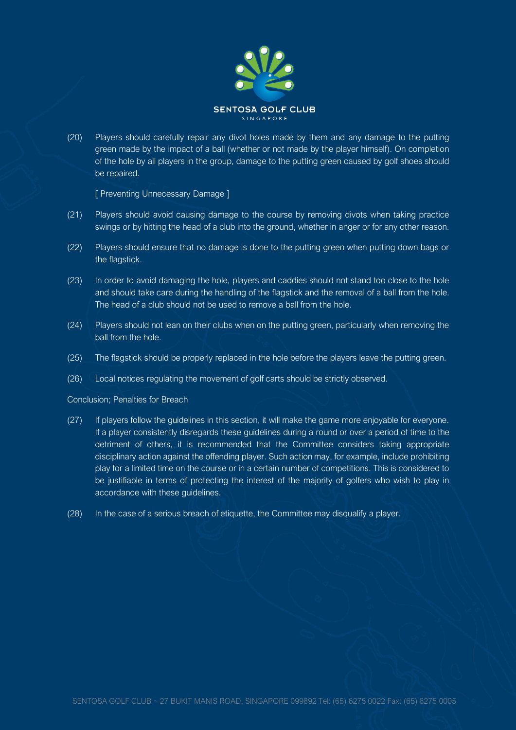(20) Players should carefully repair any divot holes made by them and any damage to the putting green made by the impact of a ball (whether or not made by the player himself). On completion of the hole by all players in the group, damage to the putting green caused by golf shoes should be repaired.

[ Preventing Unnecessary Damage ]

(21) Players should avoid causing damage to the course by removing divots when taking practice swings or by hitting the head of a club into the ground, whether in anger or for any other reason.

(22) Players should ensure that no damage is done to the putting green when putting down bags or the flagstick.

(23) In order to avoid damaging the hole, players and caddies should not stand too close to the hole and should take care during the handling of the flagstick and the removal of a ball from the hole. The head of a club should not be used to remove a ball from the hole.

(24) Players should not lean on their clubs when on the putting green, particularly when removing the ball from the hole.

(25) The flagstick should be properly replaced in the hole before the players leave the putting green.

(26) Local notices regulating the movement of golf carts should be strictly observed.

Conclusion; Penalties for Breach

(27) If players follow the guidelines in this section, it will make the game more enjoyable for everyone. If a player consistently disregards these guidelines during a round or over a period of time to the detriment of others, it is recommended that the Committee considers taking appropriate disciplinary action against the offending player. Such action may, for example, include prohibiting play for a limited time on the course or in a certain number of competitions. This is considered to be justifiable in terms of protecting the interest of the majority of golfers who wish to play in accordance with these guidelines.

(28) In the case of a serious breach of etiquette, the Committee may disqualify a player.